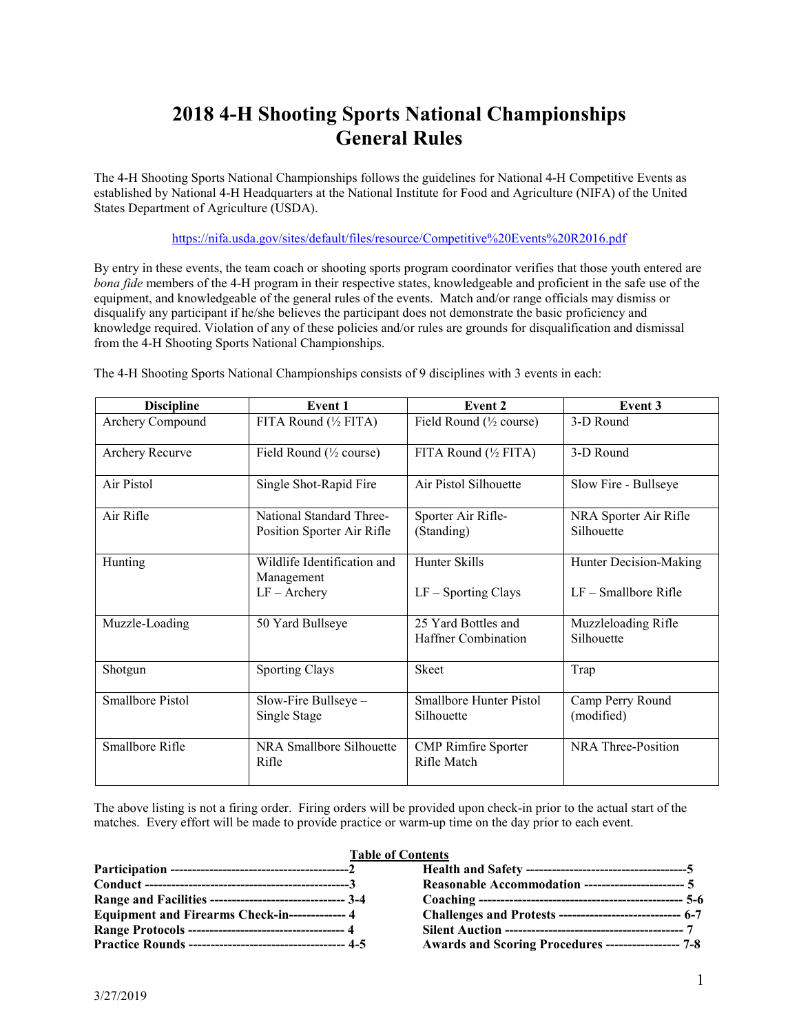# 2018 4-H Shooting Sports National Championships General Rules

The 4-H Shooting Sports National Championships follows the guidelines for National 4-H Competitive Events as established by National 4-H Headquarters at the National Institute for Food and Agriculture (NIFA) of the United States Department of Agriculture (USDA).

https://nifa.usda.gov/sites/default/files/resource/Competitive%20Events%20R2016.pdf

By entry in these events, the team coach or shooting sports program coordinator verifies that those youth entered are *bona fide* members of the 4-H program in their respective states, knowledgeable and proficient in the safe use of the equipment, and knowledgeable of the general rules of the events. Match and/or range officials may dismiss or disqualify any participant if he/she believes the participant does not demonstrate the basic proficiency and knowledge required. Violation of any of these policies and/or rules are grounds for disqualification and dismissal from the 4-H Shooting Sports National Championships.

The 4-H Shooting Sports National Championships consists of 9 disciplines with 3 events in each:

| Discipline | Event 1 | Event 2 | Event 3 |
|---|---|---|---|
| Archery Compound | FITA Round (½ FITA) | Field Round (½ course) | 3-D Round |
| Archery Recurve | Field Round (½ course) | FITA Round (½ FITA) | 3-D Round |
| Air Pistol | Single Shot-Rapid Fire | Air Pistol Silhouette | Slow Fire - Bullseye |
| Air Rifle | National Standard Three-Position Sporter Air Rifle | Sporter Air Rifle-(Standing) | NRA Sporter Air Rifle Silhouette |
| Hunting | Wildlife Identification and Management<br>LF – Archery | Hunter Skills<br><br>LF – Sporting Clays | Hunter Decision-Making<br><br>LF – Smallbore Rifle |
| Muzzle-Loading | 50 Yard Bullseye | 25 Yard Bottles and Haffner Combination | Muzzleloading Rifle Silhouette |
| Shotgun | Sporting Clays | Skeet | Trap |
| Smallbore Pistol | Slow-Fire Bullseye – Single Stage | Smallbore Hunter Pistol Silhouette | Camp Perry Round (modified) |
| Smallbore Rifle | NRA Smallbore Silhouette Rifle | CMP Rimfire Sporter Rifle Match | NRA Three-Position |

The above listing is not a firing order. Firing orders will be provided upon check-in prior to the actual start of the matches. Every effort will be made to provide practice or warm-up time on the day prior to each event.

**Table of Contents**

| | | | |
|---|---|---|---|
| **Participation** | **2** | **Health and Safety** | **5** |
| **Conduct** | **3** | **Reasonable Accommodation** | **5** |
| **Range and Facilities** | **3-4** | **Coaching** | **5-6** |
| **Equipment and Firearms Check-in** | **4** | **Challenges and Protests** | **6-7** |
| **Range Protocols** | **4** | **Silent Auction** | **7** |
| **Practice Rounds** | **4-5** | **Awards and Scoring Procedures** | **7-8** |

3/27/2019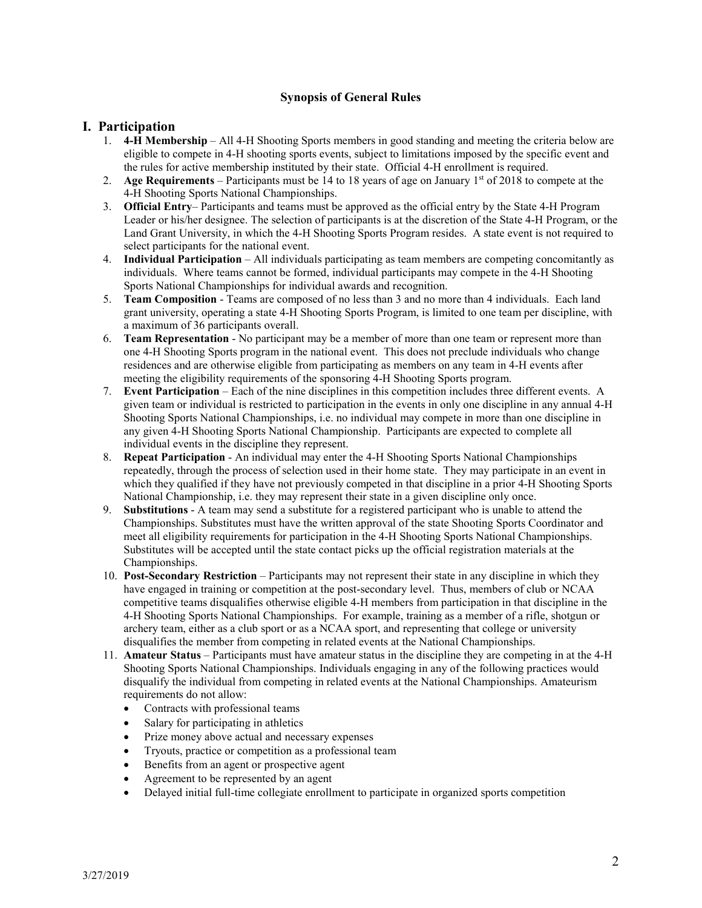### Synopsis of General Rules

## I. Participation

1. **4-H Membership** – All 4-H Shooting Sports members in good standing and meeting the criteria below are eligible to compete in 4-H shooting sports events, subject to limitations imposed by the specific event and the rules for active membership instituted by their state. Official 4-H enrollment is required.
2. **Age Requirements** – Participants must be 14 to 18 years of age on January 1st of 2018 to compete at the 4-H Shooting Sports National Championships.
3. **Official Entry**– Participants and teams must be approved as the official entry by the State 4-H Program Leader or his/her designee. The selection of participants is at the discretion of the State 4-H Program, or the Land Grant University, in which the 4-H Shooting Sports Program resides. A state event is not required to select participants for the national event.
4. **Individual Participation** – All individuals participating as team members are competing concomitantly as individuals. Where teams cannot be formed, individual participants may compete in the 4-H Shooting Sports National Championships for individual awards and recognition.
5. **Team Composition** - Teams are composed of no less than 3 and no more than 4 individuals. Each land grant university, operating a state 4-H Shooting Sports Program, is limited to one team per discipline, with a maximum of 36 participants overall.
6. **Team Representation** - No participant may be a member of more than one team or represent more than one 4-H Shooting Sports program in the national event. This does not preclude individuals who change residences and are otherwise eligible from participating as members on any team in 4-H events after meeting the eligibility requirements of the sponsoring 4-H Shooting Sports program.
7. **Event Participation** – Each of the nine disciplines in this competition includes three different events. A given team or individual is restricted to participation in the events in only one discipline in any annual 4-H Shooting Sports National Championships, i.e. no individual may compete in more than one discipline in any given 4-H Shooting Sports National Championship. Participants are expected to complete all individual events in the discipline they represent.
8. **Repeat Participation** - An individual may enter the 4-H Shooting Sports National Championships repeatedly, through the process of selection used in their home state. They may participate in an event in which they qualified if they have not previously competed in that discipline in a prior 4-H Shooting Sports National Championship, i.e. they may represent their state in a given discipline only once.
9. **Substitutions** - A team may send a substitute for a registered participant who is unable to attend the Championships. Substitutes must have the written approval of the state Shooting Sports Coordinator and meet all eligibility requirements for participation in the 4-H Shooting Sports National Championships. Substitutes will be accepted until the state contact picks up the official registration materials at the Championships.
10. **Post-Secondary Restriction** – Participants may not represent their state in any discipline in which they have engaged in training or competition at the post-secondary level. Thus, members of club or NCAA competitive teams disqualifies otherwise eligible 4-H members from participation in that discipline in the 4-H Shooting Sports National Championships. For example, training as a member of a rifle, shotgun or archery team, either as a club sport or as a NCAA sport, and representing that college or university disqualifies the member from competing in related events at the National Championships.
11. **Amateur Status** – Participants must have amateur status in the discipline they are competing in at the 4-H Shooting Sports National Championships. Individuals engaging in any of the following practices would disqualify the individual from competing in related events at the National Championships. Amateurism requirements do not allow:
    - Contracts with professional teams
    - Salary for participating in athletics
    - Prize money above actual and necessary expenses
    - Tryouts, practice or competition as a professional team
    - Benefits from an agent or prospective agent
    - Agreement to be represented by an agent
    - Delayed initial full-time collegiate enrollment to participate in organized sports competition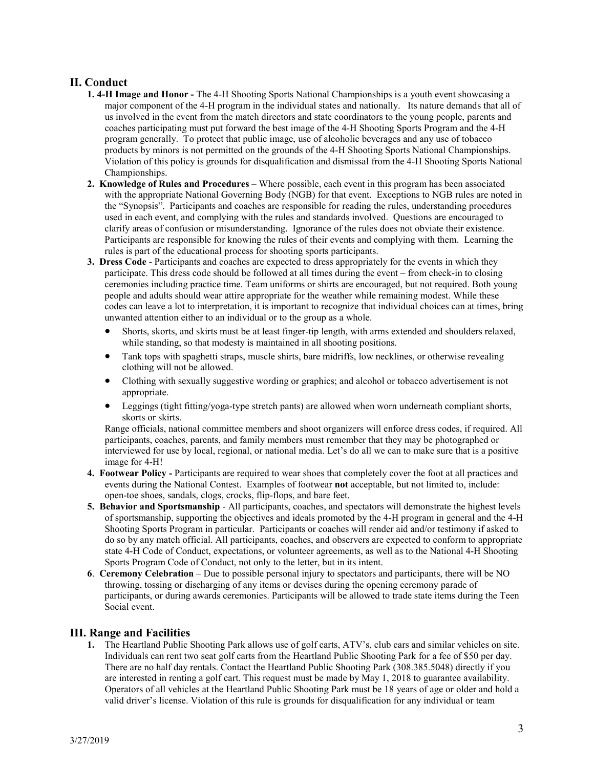## II. Conduct

1. **4-H Image and Honor -** The 4-H Shooting Sports National Championships is a youth event showcasing a major component of the 4-H program in the individual states and nationally. Its nature demands that all of us involved in the event from the match directors and state coordinators to the young people, parents and coaches participating must put forward the best image of the 4-H Shooting Sports Program and the 4-H program generally. To protect that public image, use of alcoholic beverages and any use of tobacco products by minors is not permitted on the grounds of the 4-H Shooting Sports National Championships. Violation of this policy is grounds for disqualification and dismissal from the 4-H Shooting Sports National Championships.
2. **Knowledge of Rules and Procedures** – Where possible, each event in this program has been associated with the appropriate National Governing Body (NGB) for that event. Exceptions to NGB rules are noted in the "Synopsis". Participants and coaches are responsible for reading the rules, understanding procedures used in each event, and complying with the rules and standards involved. Questions are encouraged to clarify areas of confusion or misunderstanding. Ignorance of the rules does not obviate their existence. Participants are responsible for knowing the rules of their events and complying with them. Learning the rules is part of the educational process for shooting sports participants.
3. **Dress Code** - Participants and coaches are expected to dress appropriately for the events in which they participate. This dress code should be followed at all times during the event – from check-in to closing ceremonies including practice time. Team uniforms or shirts are encouraged, but not required. Both young people and adults should wear attire appropriate for the weather while remaining modest. While these codes can leave a lot to interpretation, it is important to recognize that individual choices can at times, bring unwanted attention either to an individual or to the group as a whole.
   - Shorts, skorts, and skirts must be at least finger-tip length, with arms extended and shoulders relaxed, while standing, so that modesty is maintained in all shooting positions.
   - Tank tops with spaghetti straps, muscle shirts, bare midriffs, low necklines, or otherwise revealing clothing will not be allowed.
   - Clothing with sexually suggestive wording or graphics; and alcohol or tobacco advertisement is not appropriate.
   - Leggings (tight fitting/yoga-type stretch pants) are allowed when worn underneath compliant shorts, skorts or skirts.

   Range officials, national committee members and shoot organizers will enforce dress codes, if required. All participants, coaches, parents, and family members must remember that they may be photographed or interviewed for use by local, regional, or national media. Let's do all we can to make sure that is a positive image for 4-H!
4. **Footwear Policy -** Participants are required to wear shoes that completely cover the foot at all practices and events during the National Contest. Examples of footwear **not** acceptable, but not limited to, include: open-toe shoes, sandals, clogs, crocks, flip-flops, and bare feet.
5. **Behavior and Sportsmanship** - All participants, coaches, and spectators will demonstrate the highest levels of sportsmanship, supporting the objectives and ideals promoted by the 4-H program in general and the 4-H Shooting Sports Program in particular. Participants or coaches will render aid and/or testimony if asked to do so by any match official. All participants, coaches, and observers are expected to conform to appropriate state 4-H Code of Conduct, expectations, or volunteer agreements, as well as to the National 4-H Shooting Sports Program Code of Conduct, not only to the letter, but in its intent.
6. **Ceremony Celebration** – Due to possible personal injury to spectators and participants, there will be NO throwing, tossing or discharging of any items or devises during the opening ceremony parade of participants, or during awards ceremonies. Participants will be allowed to trade state items during the Teen Social event.

## III. Range and Facilities

1. The Heartland Public Shooting Park allows use of golf carts, ATV's, club cars and similar vehicles on site. Individuals can rent two seat golf carts from the Heartland Public Shooting Park for a fee of $50 per day. There are no half day rentals. Contact the Heartland Public Shooting Park (308.385.5048) directly if you are interested in renting a golf cart. This request must be made by May 1, 2018 to guarantee availability. Operators of all vehicles at the Heartland Public Shooting Park must be 18 years of age or older and hold a valid driver's license. Violation of this rule is grounds for disqualification for any individual or team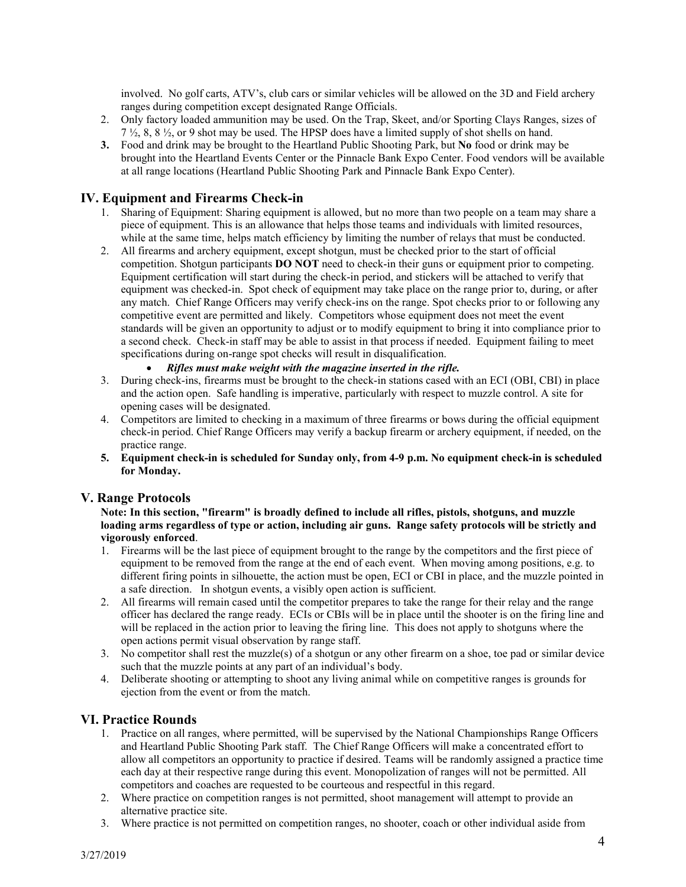involved. No golf carts, ATV's, club cars or similar vehicles will be allowed on the 3D and Field archery ranges during competition except designated Range Officials.

2. Only factory loaded ammunition may be used. On the Trap, Skeet, and/or Sporting Clays Ranges, sizes of 7 ½, 8, 8 ½, or 9 shot may be used. The HPSP does have a limited supply of shot shells on hand.
3. Food and drink may be brought to the Heartland Public Shooting Park, but **No** food or drink may be brought into the Heartland Events Center or the Pinnacle Bank Expo Center. Food vendors will be available at all range locations (Heartland Public Shooting Park and Pinnacle Bank Expo Center).

## IV. Equipment and Firearms Check-in

1. Sharing of Equipment: Sharing equipment is allowed, but no more than two people on a team may share a piece of equipment. This is an allowance that helps those teams and individuals with limited resources, while at the same time, helps match efficiency by limiting the number of relays that must be conducted.
2. All firearms and archery equipment, except shotgun, must be checked prior to the start of official competition. Shotgun participants **DO NOT** need to check-in their guns or equipment prior to competing. Equipment certification will start during the check-in period, and stickers will be attached to verify that equipment was checked-in. Spot check of equipment may take place on the range prior to, during, or after any match. Chief Range Officers may verify check-ins on the range. Spot checks prior to or following any competitive event are permitted and likely. Competitors whose equipment does not meet the event standards will be given an opportunity to adjust or to modify equipment to bring it into compliance prior to a second check. Check-in staff may be able to assist in that process if needed. Equipment failing to meet specifications during on-range spot checks will result in disqualification.
   - ***Rifles must make weight with the magazine inserted in the rifle.***
3. During check-ins, firearms must be brought to the check-in stations cased with an ECI (OBI, CBI) in place and the action open. Safe handling is imperative, particularly with respect to muzzle control. A site for opening cases will be designated.
4. Competitors are limited to checking in a maximum of three firearms or bows during the official equipment check-in period. Chief Range Officers may verify a backup firearm or archery equipment, if needed, on the practice range.
5. **Equipment check-in is scheduled for Sunday only, from 4-9 p.m. No equipment check-in is scheduled for Monday.**

## V. Range Protocols

**Note: In this section, "firearm" is broadly defined to include all rifles, pistols, shotguns, and muzzle loading arms regardless of type or action, including air guns. Range safety protocols will be strictly and vigorously enforced**.

1. Firearms will be the last piece of equipment brought to the range by the competitors and the first piece of equipment to be removed from the range at the end of each event. When moving among positions, e.g. to different firing points in silhouette, the action must be open, ECI or CBI in place, and the muzzle pointed in a safe direction. In shotgun events, a visibly open action is sufficient.
2. All firearms will remain cased until the competitor prepares to take the range for their relay and the range officer has declared the range ready. ECIs or CBIs will be in place until the shooter is on the firing line and will be replaced in the action prior to leaving the firing line. This does not apply to shotguns where the open actions permit visual observation by range staff.
3. No competitor shall rest the muzzle(s) of a shotgun or any other firearm on a shoe, toe pad or similar device such that the muzzle points at any part of an individual's body.
4. Deliberate shooting or attempting to shoot any living animal while on competitive ranges is grounds for ejection from the event or from the match.

## VI. Practice Rounds

1. Practice on all ranges, where permitted, will be supervised by the National Championships Range Officers and Heartland Public Shooting Park staff. The Chief Range Officers will make a concentrated effort to allow all competitors an opportunity to practice if desired. Teams will be randomly assigned a practice time each day at their respective range during this event. Monopolization of ranges will not be permitted. All competitors and coaches are requested to be courteous and respectful in this regard.
2. Where practice on competition ranges is not permitted, shoot management will attempt to provide an alternative practice site.
3. Where practice is not permitted on competition ranges, no shooter, coach or other individual aside from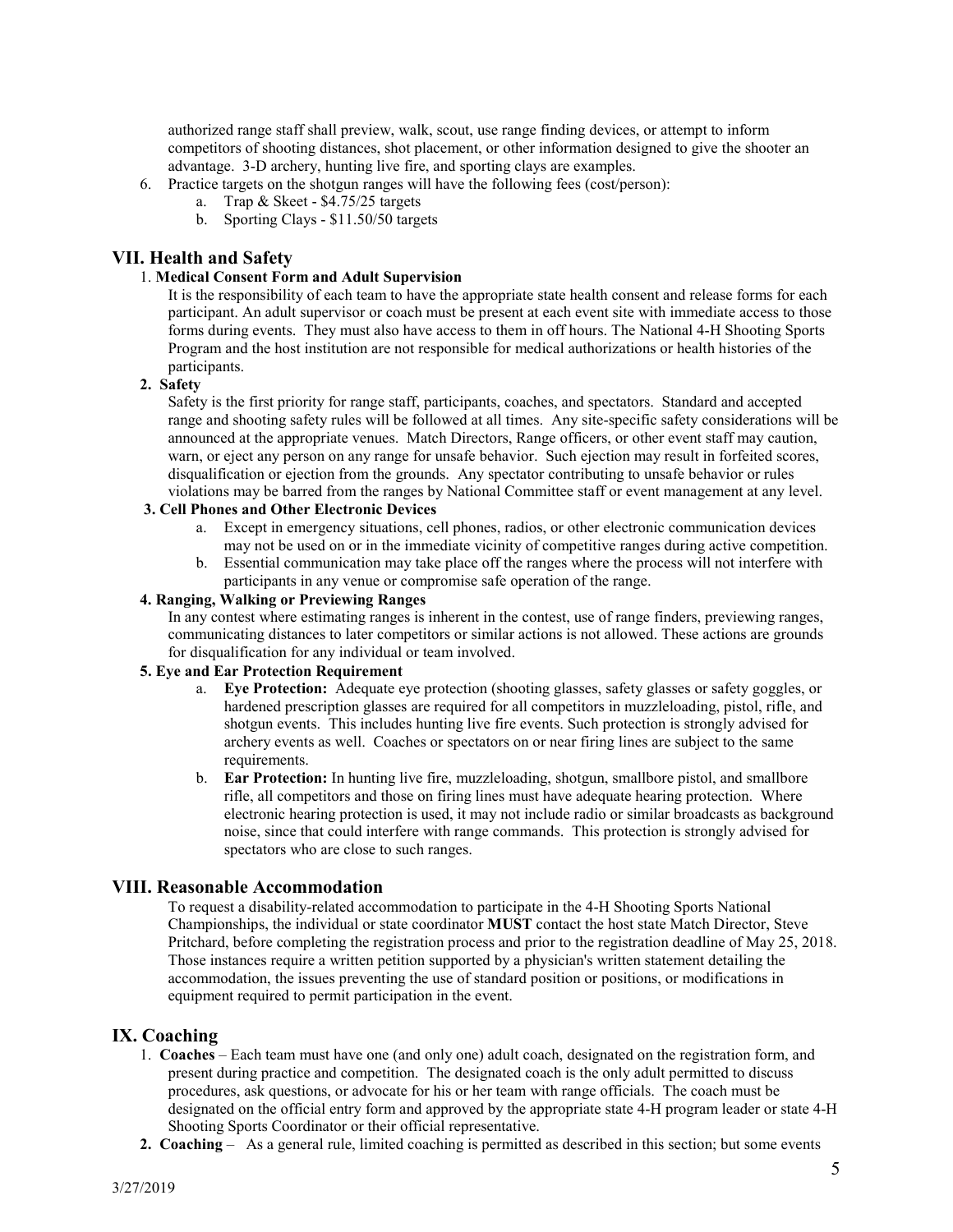authorized range staff shall preview, walk, scout, use range finding devices, or attempt to inform competitors of shooting distances, shot placement, or other information designed to give the shooter an advantage. 3-D archery, hunting live fire, and sporting clays are examples.

6. Practice targets on the shotgun ranges will have the following fees (cost/person):
   a. Trap & Skeet - $4.75/25 targets
   b. Sporting Clays - $11.50/50 targets

## VII. Health and Safety

1. **Medical Consent Form and Adult Supervision**

   It is the responsibility of each team to have the appropriate state health consent and release forms for each participant. An adult supervisor or coach must be present at each event site with immediate access to those forms during events. They must also have access to them in off hours. The National 4-H Shooting Sports Program and the host institution are not responsible for medical authorizations or health histories of the participants.

2. **Safety**

   Safety is the first priority for range staff, participants, coaches, and spectators. Standard and accepted range and shooting safety rules will be followed at all times. Any site-specific safety considerations will be announced at the appropriate venues. Match Directors, Range officers, or other event staff may caution, warn, or eject any person on any range for unsafe behavior. Such ejection may result in forfeited scores, disqualification or ejection from the grounds. Any spectator contributing to unsafe behavior or rules violations may be barred from the ranges by National Committee staff or event management at any level.

3. **Cell Phones and Other Electronic Devices**
   a. Except in emergency situations, cell phones, radios, or other electronic communication devices may not be used on or in the immediate vicinity of competitive ranges during active competition.
   b. Essential communication may take place off the ranges where the process will not interfere with participants in any venue or compromise safe operation of the range.

4. **Ranging, Walking or Previewing Ranges**

   In any contest where estimating ranges is inherent in the contest, use of range finders, previewing ranges, communicating distances to later competitors or similar actions is not allowed. These actions are grounds for disqualification for any individual or team involved.

5. **Eye and Ear Protection Requirement**
   a. **Eye Protection:** Adequate eye protection (shooting glasses, safety glasses or safety goggles, or hardened prescription glasses are required for all competitors in muzzleloading, pistol, rifle, and shotgun events. This includes hunting live fire events. Such protection is strongly advised for archery events as well. Coaches or spectators on or near firing lines are subject to the same requirements.
   b. **Ear Protection:** In hunting live fire, muzzleloading, shotgun, smallbore pistol, and smallbore rifle, all competitors and those on firing lines must have adequate hearing protection. Where electronic hearing protection is used, it may not include radio or similar broadcasts as background noise, since that could interfere with range commands. This protection is strongly advised for spectators who are close to such ranges.

## VIII. Reasonable Accommodation

To request a disability-related accommodation to participate in the 4-H Shooting Sports National Championships, the individual or state coordinator **MUST** contact the host state Match Director, Steve Pritchard, before completing the registration process and prior to the registration deadline of May 25, 2018. Those instances require a written petition supported by a physician's written statement detailing the accommodation, the issues preventing the use of standard position or positions, or modifications in equipment required to permit participation in the event.

## IX. Coaching

1. **Coaches** – Each team must have one (and only one) adult coach, designated on the registration form, and present during practice and competition. The designated coach is the only adult permitted to discuss procedures, ask questions, or advocate for his or her team with range officials. The coach must be designated on the official entry form and approved by the appropriate state 4-H program leader or state 4-H Shooting Sports Coordinator or their official representative.
2. **Coaching** – As a general rule, limited coaching is permitted as described in this section; but some events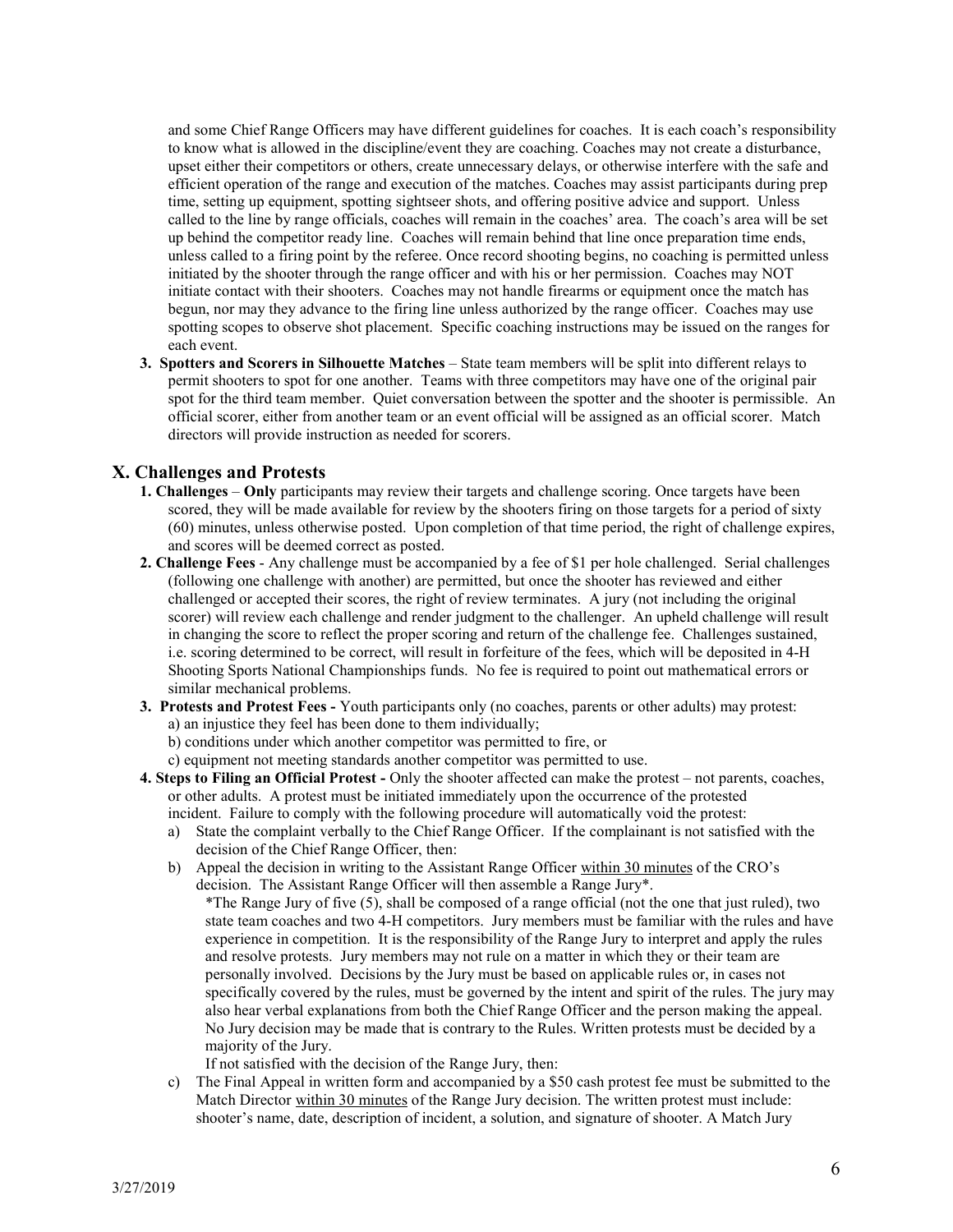and some Chief Range Officers may have different guidelines for coaches. It is each coach's responsibility to know what is allowed in the discipline/event they are coaching. Coaches may not create a disturbance, upset either their competitors or others, create unnecessary delays, or otherwise interfere with the safe and efficient operation of the range and execution of the matches. Coaches may assist participants during prep time, setting up equipment, spotting sightseer shots, and offering positive advice and support. Unless called to the line by range officials, coaches will remain in the coaches' area. The coach's area will be set up behind the competitor ready line. Coaches will remain behind that line once preparation time ends, unless called to a firing point by the referee. Once record shooting begins, no coaching is permitted unless initiated by the shooter through the range officer and with his or her permission. Coaches may NOT initiate contact with their shooters. Coaches may not handle firearms or equipment once the match has begun, nor may they advance to the firing line unless authorized by the range officer. Coaches may use spotting scopes to observe shot placement. Specific coaching instructions may be issued on the ranges for each event.

3. **Spotters and Scorers in Silhouette Matches** – State team members will be split into different relays to permit shooters to spot for one another. Teams with three competitors may have one of the original pair spot for the third team member. Quiet conversation between the spotter and the shooter is permissible. An official scorer, either from another team or an event official will be assigned as an official scorer. Match directors will provide instruction as needed for scorers.

## X. Challenges and Protests

1. **Challenges** – **Only** participants may review their targets and challenge scoring. Once targets have been scored, they will be made available for review by the shooters firing on those targets for a period of sixty (60) minutes, unless otherwise posted. Upon completion of that time period, the right of challenge expires, and scores will be deemed correct as posted.
2. **Challenge Fees** - Any challenge must be accompanied by a fee of $1 per hole challenged. Serial challenges (following one challenge with another) are permitted, but once the shooter has reviewed and either challenged or accepted their scores, the right of review terminates. A jury (not including the original scorer) will review each challenge and render judgment to the challenger. An upheld challenge will result in changing the score to reflect the proper scoring and return of the challenge fee. Challenges sustained, i.e. scoring determined to be correct, will result in forfeiture of the fees, which will be deposited in 4-H Shooting Sports National Championships funds. No fee is required to point out mathematical errors or similar mechanical problems.
3. **Protests and Protest Fees -** Youth participants only (no coaches, parents or other adults) may protest:
   a) an injustice they feel has been done to them individually;
   b) conditions under which another competitor was permitted to fire, or
   c) equipment not meeting standards another competitor was permitted to use.
4. **Steps to Filing an Official Protest -** Only the shooter affected can make the protest – not parents, coaches, or other adults. A protest must be initiated immediately upon the occurrence of the protested incident. Failure to comply with the following procedure will automatically void the protest:
   a) State the complaint verbally to the Chief Range Officer. If the complainant is not satisfied with the decision of the Chief Range Officer, then:
   b) Appeal the decision in writing to the Assistant Range Officer <u>within 30 minutes</u> of the CRO's decision. The Assistant Range Officer will then assemble a Range Jury*.

      *The Range Jury of five (5), shall be composed of a range official (not the one that just ruled), two state team coaches and two 4-H competitors. Jury members must be familiar with the rules and have experience in competition. It is the responsibility of the Range Jury to interpret and apply the rules and resolve protests. Jury members may not rule on a matter in which they or their team are personally involved. Decisions by the Jury must be based on applicable rules or, in cases not specifically covered by the rules, must be governed by the intent and spirit of the rules. The jury may also hear verbal explanations from both the Chief Range Officer and the person making the appeal. No Jury decision may be made that is contrary to the Rules. Written protests must be decided by a majority of the Jury.

      If not satisfied with the decision of the Range Jury, then:
   c) The Final Appeal in written form and accompanied by a $50 cash protest fee must be submitted to the Match Director <u>within 30 minutes</u> of the Range Jury decision. The written protest must include: shooter's name, date, description of incident, a solution, and signature of shooter. A Match Jury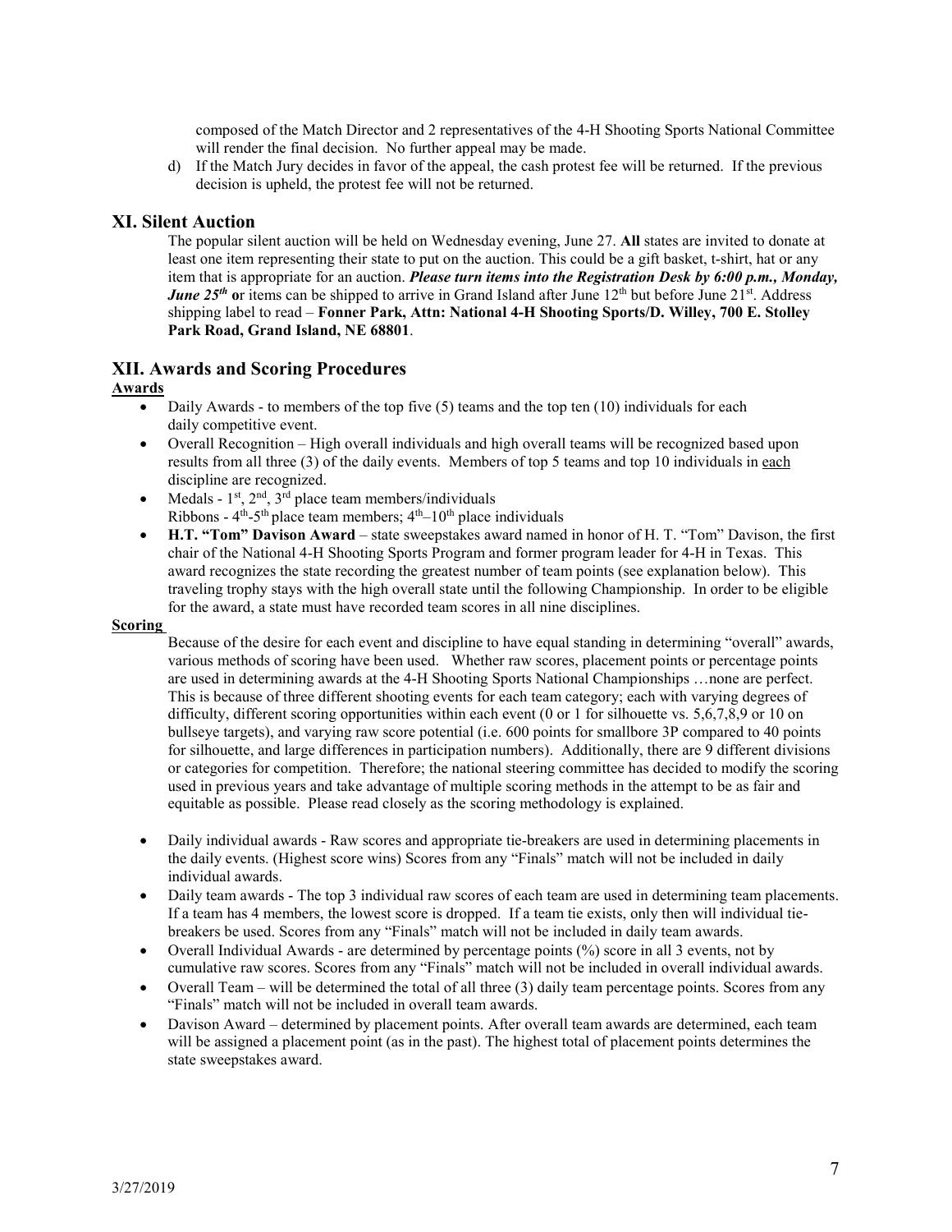composed of the Match Director and 2 representatives of the 4-H Shooting Sports National Committee will render the final decision. No further appeal may be made.

d) If the Match Jury decides in favor of the appeal, the cash protest fee will be returned. If the previous decision is upheld, the protest fee will not be returned.

## XI. Silent Auction

The popular silent auction will be held on Wednesday evening, June 27. **All** states are invited to donate at least one item representing their state to put on the auction. This could be a gift basket, t-shirt, hat or any item that is appropriate for an auction. ***Please turn items into the Registration Desk by 6:00 p.m., Monday, June 25th*** **or** items can be shipped to arrive in Grand Island after June 12th but before June 21st. Address shipping label to read – **Fonner Park, Attn: National 4-H Shooting Sports/D. Willey, 700 E. Stolley Park Road, Grand Island, NE 68801**.

## XII. Awards and Scoring Procedures

**Awards**

- Daily Awards - to members of the top five (5) teams and the top ten (10) individuals for each daily competitive event.
- Overall Recognition – High overall individuals and high overall teams will be recognized based upon results from all three (3) of the daily events. Members of top 5 teams and top 10 individuals in each discipline are recognized.
- Medals - 1st, 2nd, 3rd place team members/individuals
  Ribbons - 4th-5th place team members; 4th–10th place individuals
- **H.T. "Tom" Davison Award** – state sweepstakes award named in honor of H. T. "Tom" Davison, the first chair of the National 4-H Shooting Sports Program and former program leader for 4-H in Texas. This award recognizes the state recording the greatest number of team points (see explanation below). This traveling trophy stays with the high overall state until the following Championship. In order to be eligible for the award, a state must have recorded team scores in all nine disciplines.

**Scoring**

Because of the desire for each event and discipline to have equal standing in determining "overall" awards, various methods of scoring have been used. Whether raw scores, placement points or percentage points are used in determining awards at the 4-H Shooting Sports National Championships …none are perfect. This is because of three different shooting events for each team category; each with varying degrees of difficulty, different scoring opportunities within each event (0 or 1 for silhouette vs. 5,6,7,8,9 or 10 on bullseye targets), and varying raw score potential (i.e. 600 points for smallbore 3P compared to 40 points for silhouette, and large differences in participation numbers). Additionally, there are 9 different divisions or categories for competition. Therefore; the national steering committee has decided to modify the scoring used in previous years and take advantage of multiple scoring methods in the attempt to be as fair and equitable as possible. Please read closely as the scoring methodology is explained.

- Daily individual awards - Raw scores and appropriate tie-breakers are used in determining placements in the daily events. (Highest score wins) Scores from any "Finals" match will not be included in daily individual awards.
- Daily team awards - The top 3 individual raw scores of each team are used in determining team placements. If a team has 4 members, the lowest score is dropped. If a team tie exists, only then will individual tie-breakers be used. Scores from any "Finals" match will not be included in daily team awards.
- Overall Individual Awards - are determined by percentage points (%) score in all 3 events, not by cumulative raw scores. Scores from any "Finals" match will not be included in overall individual awards.
- Overall Team – will be determined the total of all three (3) daily team percentage points. Scores from any "Finals" match will not be included in overall team awards.
- Davison Award – determined by placement points. After overall team awards are determined, each team will be assigned a placement point (as in the past). The highest total of placement points determines the state sweepstakes award.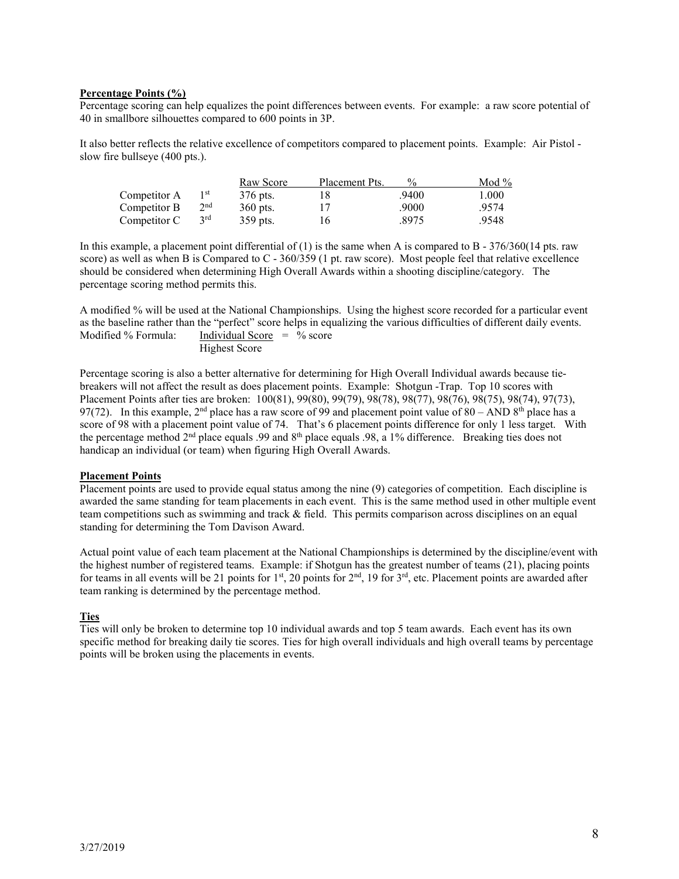**Percentage Points (%)**

Percentage scoring can help equalizes the point differences between events. For example: a raw score potential of 40 in smallbore silhouettes compared to 600 points in 3P.

It also better reflects the relative excellence of competitors compared to placement points. Example: Air Pistol - slow fire bullseye (400 pts.).

| | | Raw Score | Placement Pts. | % | Mod % |
|---|---|---|---|---|---|
| Competitor A | 1st | 376 pts. | 18 | .9400 | 1.000 |
| Competitor B | 2nd | 360 pts. | 17 | .9000 | .9574 |
| Competitor C | 3rd | 359 pts. | 16 | .8975 | .9548 |

In this example, a placement point differential of (1) is the same when A is compared to B - 376/360(14 pts. raw score) as well as when B is Compared to C - 360/359 (1 pt. raw score). Most people feel that relative excellence should be considered when determining High Overall Awards within a shooting discipline/category. The percentage scoring method permits this.

A modified % will be used at the National Championships. Using the highest score recorded for a particular event as the baseline rather than the "perfect" score helps in equalizing the various difficulties of different daily events.

Modified % Formula: $\frac{\text{Individual Score}}{\text{Highest Score}} = \%\ \text{score}$

Percentage scoring is also a better alternative for determining for High Overall Individual awards because tie-breakers will not affect the result as does placement points. Example: Shotgun -Trap. Top 10 scores with Placement Points after ties are broken: 100(81), 99(80), 99(79), 98(78), 98(77), 98(76), 98(75), 98(74), 97(73), 97(72). In this example, 2nd place has a raw score of 99 and placement point value of 80 – AND 8th place has a score of 98 with a placement point value of 74. That's 6 placement points difference for only 1 less target. With the percentage method 2nd place equals .99 and 8th place equals .98, a 1% difference. Breaking ties does not handicap an individual (or team) when figuring High Overall Awards.

**Placement Points**

Placement points are used to provide equal status among the nine (9) categories of competition. Each discipline is awarded the same standing for team placements in each event. This is the same method used in other multiple event team competitions such as swimming and track & field. This permits comparison across disciplines on an equal standing for determining the Tom Davison Award.

Actual point value of each team placement at the National Championships is determined by the discipline/event with the highest number of registered teams. Example: if Shotgun has the greatest number of teams (21), placing points for teams in all events will be 21 points for 1st, 20 points for 2nd, 19 for 3rd, etc. Placement points are awarded after team ranking is determined by the percentage method.

**Ties**

Ties will only be broken to determine top 10 individual awards and top 5 team awards. Each event has its own specific method for breaking daily tie scores. Ties for high overall individuals and high overall teams by percentage points will be broken using the placements in events.

3/27/2019